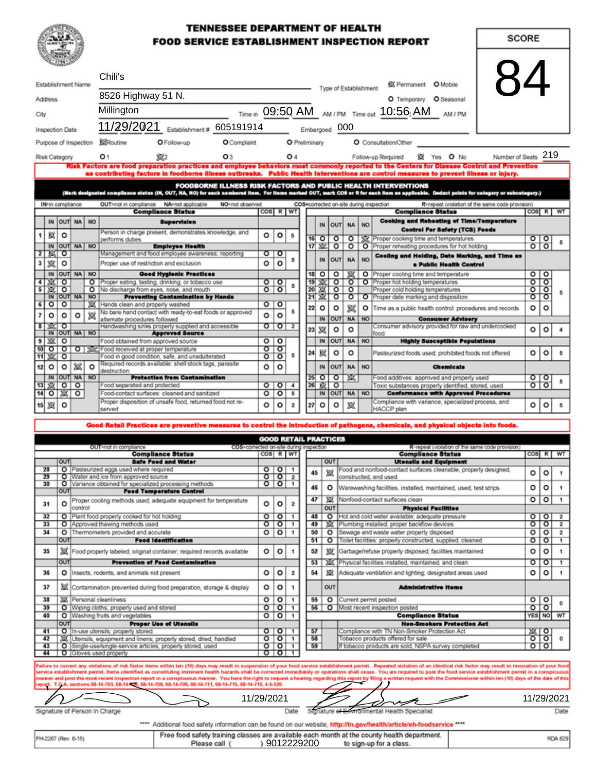# TENNESSEE DEPARTMENT OF HEALTH
## FOOD SERVICE ESTABLISHMENT INSPECTION REPORT

**SCORE: 84**

Establishment Name: Chili's

Type of Establishment: ☒ Permanent ○ Mobile ○ Temporary ○ Seasonal

Address: 8526 Highway 51 N.

City: Millington — Time in 09:50 AM AM / PM — Time out 10:56 AM AM / PM

Inspection Date: 11/29/2021 — Establishment # 605191914 — Embargoed 000

Purpose of Inspection: ☒ Routine ○ Follow-up ○ Complaint ○ Preliminary ○ Consultation/Other

Risk Category: ○ 1 ☒ 2 ○ 3 ○ 4 — Follow-up Required ☒ Yes ○ No — Number of Seats 219

**Risk Factors are food preparation practices and employee behaviors most commonly reported to the Centers for Disease Control and Prevention as contributing factors in foodborne illness outbreaks. Public Health Interventions are control measures to prevent illness or injury.**

### FOODBORNE ILLNESS RISK FACTORS AND PUBLIC HEALTH INTERVENTIONS

(Mark designated compliance status (IN, OUT, NA, NO) for each numbered item. For items marked OUT, mark COS or R for each item as applicable. Deduct points for category or subcategory.)

IN=in compliance OUT=not in compliance NA=not applicable NO=not observed COS=corrected on-site during inspection R=repeat (violation of the same code provision)

| # | IN | OUT | NA | NO | Compliance Status | COS | R | WT |
|---|---|---|---|---|---|---|---|---|
| | | | | | **Supervision** | | | |
| 1 | ☒ | ○ | | | Person in charge present, demonstrates knowledge, and performs duties | ○ | ○ | 5 |
| | | | | | **Employee Health** | | | |
| 2 | ☒ | ○ | | | Management and food employee awareness; reporting | ○ | ○ | 5 |
| 3 | ☒ | ○ | | | Proper use of restriction and exclusion | ○ | ○ | |
| | | | | | **Good Hygienic Practices** | | | |
| 4 | ☒ | ○ | | ○ | Proper eating, tasting, drinking, or tobacco use | ○ | ○ | 5 |
| 5 | ☒ | ○ | | ○ | No discharge from eyes, nose, and mouth | ○ | ○ | |
| | | | | | **Preventing Contamination by Hands** | | | |
| 6 | ○ | ○ | | ☒ | Hands clean and properly washed | ○ | ○ | 5 |
| 7 | ○ | ○ | ○ | ☒ | No bare hand contact with ready-to-eat foods or approved alternate procedures followed | ○ | ○ | |
| 8 | ☒ | ○ | | | Handwashing sinks properly supplied and accessible | ○ | ○ | 2 |
| | | | | | **Approved Source** | | | |
| 9 | ☒ | ○ | | | Food obtained from approved source | ○ | ○ | 5 |
| 10 | ○ | ○ | ○ | ☒ | Food received at proper temperature | ○ | ○ | |
| 11 | ☒ | ○ | | | Food in good condition, safe, and unadulterated | ○ | ○ | |
| 12 | ○ | ○ | ☒ | ○ | Required records available: shell stock tags, parasite destruction | ○ | ○ | |
| | | | | | **Protection from Contamination** | | | |
| 13 | ☒ | ○ | ○ | | Food separated and protected | ○ | ○ | 4 |
| 14 | ○ | ☒ | ○ | | Food-contact surfaces: cleaned and sanitized | ○ | ○ | 5 |
| 15 | ☒ | ○ | | | Proper disposition of unsafe food, returned food not re-served | ○ | ○ | 2 |
| | | | | | **Cooking and Reheating of Time/Temperature Control For Safety (TCS) Foods** | | | |
| 16 | ○ | ○ | ○ | ☒ | Proper cooking time and temperatures | ○ | ○ | 5 |
| 17 | ☒ | ○ | ○ | ○ | Proper reheating procedures for hot holding | ○ | ○ | |
| | | | | | **Cooling and Holding, Date Marking, and Time as a Public Health Control** | | | |
| 18 | ○ | ○ | ☒ | ○ | Proper cooling time and temperature | ○ | ○ | 5 |
| 19 | ☒ | ○ | ○ | ○ | Proper hot holding temperatures | ○ | ○ | |
| 20 | ☒ | ○ | ○ | | Proper cold holding temperatures | ○ | ○ | |
| 21 | ☒ | ○ | ○ | ○ | Proper date marking and disposition | ○ | ○ | |
| 22 | ○ | ○ | ☒ | ○ | Time as a public health control: procedures and records | ○ | ○ | |
| | | | | | **Consumer Advisory** | | | |
| 23 | ☒ | ○ | ○ | | Consumer advisory provided for raw and undercooked food | ○ | ○ | 4 |
| | | | | | **Highly Susceptible Populations** | | | |
| 24 | ☒ | ○ | ○ | | Pasteurized foods used; prohibited foods not offered | ○ | ○ | 5 |
| | | | | | **Chemicals** | | | |
| 25 | ○ | ○ | ☒ | | Food additives: approved and properly used | ○ | ○ | 5 |
| 26 | ☒ | ○ | | | Toxic substances properly identified, stored, used | ○ | ○ | |
| | | | | | **Conformance with Approved Procedures** | | | |
| 27 | ○ | ○ | ☒ | | Compliance with variance, specialized process, and HACCP plan | ○ | ○ | 5 |

**Good Retail Practices are preventive measures to control the introduction of pathogens, chemicals, and physical objects into foods.**

### GOOD RETAIL PRACTICES

OUT=not in compliance COS=corrected on-site during inspection R=repeat (violation of the same code provision)

| # | OUT | Compliance Status | COS | R | WT |
|---|---|---|---|---|---|
| | | **Safe Food and Water** | | | |
| 28 | ○ | Pasteurized eggs used where required | ○ | ○ | 1 |
| 29 | ○ | Water and ice from approved source | ○ | ○ | 2 |
| 30 | ○ | Variance obtained for specialized processing methods | ○ | ○ | 1 |
| | | **Food Temperature Control** | | | |
| 31 | ○ | Proper cooling methods used; adequate equipment for temperature control | ○ | ○ | 2 |
| 32 | ○ | Plant food properly cooked for hot holding | ○ | ○ | 1 |
| 33 | ○ | Approved thawing methods used | ○ | ○ | 1 |
| 34 | ○ | Thermometers provided and accurate | ○ | ○ | 1 |
| | | **Food Identification** | | | |
| 35 | ☒ | Food properly labeled; original container; required records available | ○ | ○ | 1 |
| | | **Prevention of Food Contamination** | | | |
| 36 | ○ | Insects, rodents, and animals not present | ○ | ○ | 2 |
| 37 | ☒ | Contamination prevented during food preparation, storage & display | ○ | ○ | 1 |
| 38 | ☒ | Personal cleanliness | ○ | ○ | 1 |
| 39 | ○ | Wiping cloths; properly used and stored | ○ | ○ | 1 |
| 40 | ○ | Washing fruits and vegetables | ○ | ○ | 1 |
| | | **Proper Use of Utensils** | | | |
| 41 | ○ | In-use utensils; properly stored | ○ | ○ | 1 |
| 42 | ☒ | Utensils, equipment and linens; properly stored, dried, handled | ○ | ○ | 1 |
| 43 | ○ | Single-use/single-service articles; properly stored, used | ○ | ○ | 1 |
| 44 | ○ | Gloves used properly | ○ | ○ | 1 |
| | | **Utensils and Equipment** | | | |
| 45 | ☒ | Food and nonfood-contact surfaces cleanable, properly designed, constructed, and used | ○ | ○ | 1 |
| 46 | ○ | Warewashing facilities, installed, maintained, used, test strips | ○ | ○ | 1 |
| 47 | ☒ | Nonfood-contact surfaces clean | ○ | ○ | 1 |
| | | **Physical Facilities** | | | |
| 48 | ○ | Hot and cold water available; adequate pressure | ○ | ○ | 2 |
| 49 | ☒ | Plumbing installed; proper backflow devices | ○ | ○ | 2 |
| 50 | ○ | Sewage and waste water properly disposed | ○ | ○ | 2 |
| 51 | ○ | Toilet facilities: properly constructed, supplied, cleaned | ○ | ○ | 1 |
| 52 | ☒ | Garbage/refuse properly disposed; facilities maintained | ○ | ○ | 1 |
| 53 | ☒ | Physical facilities installed, maintained, and clean | ○ | ○ | 1 |
| 54 | ☒ | Adequate ventilation and lighting; designated areas used | ○ | ○ | 1 |
| | | **Administrative Items** | | | |
| 55 | ○ | Current permit posted | ○ | ○ | 0 |
| 56 | ○ | Most recent inspection posted | ○ | ○ | |

| # | Compliance Status | YES | NO | WT |
|---|---|---|---|---|
| | **Non-Smokers Protection Act** | | | |
| 57 | Compliance with TN Non-Smoker Protection Act | ☒ | ○ | 0 |
| 58 | Tobacco products offered for sale | ○ | ○ | |
| 59 | If tobacco products are sold, NSPA survey completed | ○ | ○ | |

Failure to correct any violations of risk factor items within ten (10) days may result in suspension of your food service establishment permit. Repeated violation of an identical risk factor may result in revocation of your food service establishment permit. Items identified as constituting imminent health hazards shall be corrected immediately or operations shall cease. You are required to post the food service establishment permit in a conspicuous manner and post the most recent inspection report in a conspicuous manner. You have the right to request a hearing regarding this report by filing a written request with the Commissioner within ten (10) days of the date of this report. T.C.A. sections 68-14-703, 68-14-706, 68-14-708, 68-14-709, 68-14-711, 68-14-715, 68-14-716, 4-5-320.

Signature of Person In Charge — Date: 11/29/2021

Signature of Environmental Health Specialist — Date: 11/29/2021

\*\*\*\* Additional food safety information can be found on our website, http://tn.gov/health/article/eh-foodservice \*\*\*\*

PH-2267 (Rev. 6-15) — Free food safety training classes are available each month at the county health department. Please call ( ) 9012229200 to sign-up for a class. — RDA 629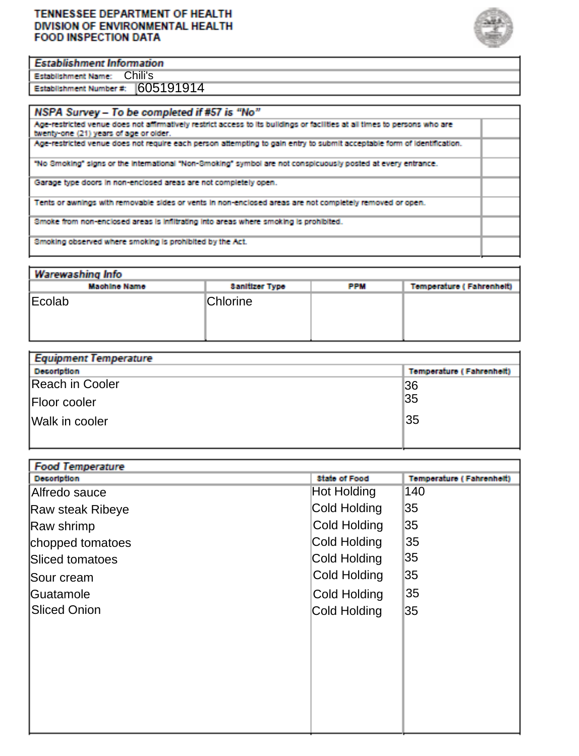**TENNESSEE DEPARTMENT OF HEALTH**
**DIVISION OF ENVIRONMENTAL HEALTH**
**FOOD INSPECTION DATA**

| *Establishment Information* | |
|---|---|
| Establishment Name: | Chili's |
| Establishment Number #: | 605191914 |

| *NSPA Survey – To be completed if #57 is "No"* | |
|---|---|
| Age-restricted venue does not affirmatively restrict access to its buildings or facilities at all times to persons who are twenty-one (21) years of age or older. | |
| Age-restricted venue does not require each person attempting to gain entry to submit acceptable form of identification. | |
| "No Smoking" signs or the international "Non-Smoking" symbol are not conspicuously posted at every entrance. | |
| Garage type doors in non-enclosed areas are not completely open. | |
| Tents or awnings with removable sides or vents in non-enclosed areas are not completely removed or open. | |
| Smoke from non-enclosed areas is infiltrating into areas where smoking is prohibited. | |
| Smoking observed where smoking is prohibited by the Act. | |

*Warewashing Info*

| Machine Name | Sanitizer Type | PPM | Temperature ( Fahrenheit) |
|---|---|---|---|
| Ecolab | Chlorine | | |

*Equipment Temperature*

| Description | Temperature ( Fahrenheit) |
|---|---|
| Reach in Cooler | 36 |
| Floor cooler | 35 |
| Walk in cooler | 35 |

*Food Temperature*

| Description | State of Food | Temperature ( Fahrenheit) |
|---|---|---|
| Alfredo sauce | Hot Holding | 140 |
| Raw steak Ribeye | Cold Holding | 35 |
| Raw shrimp | Cold Holding | 35 |
| chopped tomatoes | Cold Holding | 35 |
| Sliced tomatoes | Cold Holding | 35 |
| Sour cream | Cold Holding | 35 |
| Guatamole | Cold Holding | 35 |
| Sliced Onion | Cold Holding | 35 |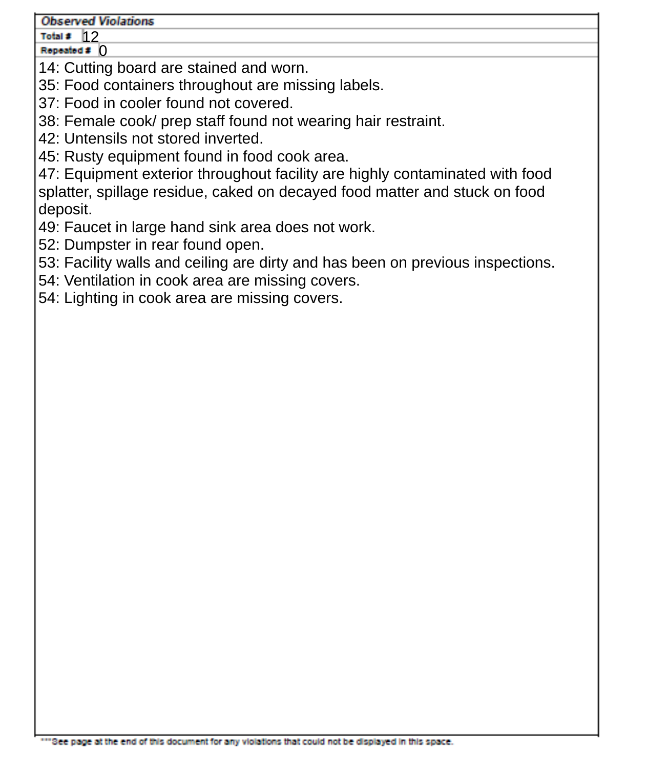## Observed Violations

**Total #** 12

**Repeated #** 0

14: Cutting board are stained and worn.
35: Food containers throughout are missing labels.
37: Food in cooler found not covered.
38: Female cook/ prep staff found not wearing hair restraint.
42: Untensils not stored inverted.
45: Rusty equipment found in food cook area.
47: Equipment exterior throughout facility are highly contaminated with food splatter, spillage residue, caked on decayed food matter and stuck on food deposit.
49: Faucet in large hand sink area does not work.
52: Dumpster in rear found open.
53: Facility walls and ceiling are dirty and has been on previous inspections.
54: Ventilation in cook area are missing covers.
54: Lighting in cook area are missing covers.

***See page at the end of this document for any violations that could not be displayed in this space.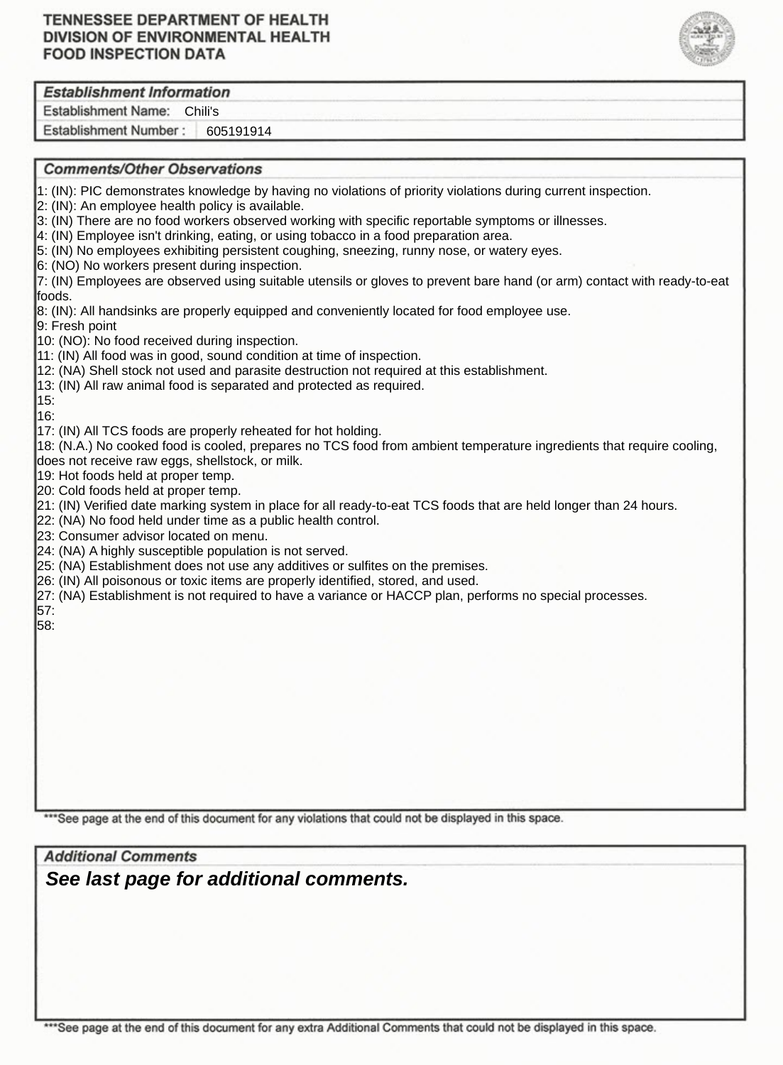# TENNESSEE DEPARTMENT OF HEALTH
# DIVISION OF ENVIRONMENTAL HEALTH
# FOOD INSPECTION DATA

## Establishment Information

Establishment Name: Chili's

Establishment Number : 605191914

## Comments/Other Observations

1: (IN): PIC demonstrates knowledge by having no violations of priority violations during current inspection.
2: (IN): An employee health policy is available.
3: (IN) There are no food workers observed working with specific reportable symptoms or illnesses.
4: (IN) Employee isn't drinking, eating, or using tobacco in a food preparation area.
5: (IN) No employees exhibiting persistent coughing, sneezing, runny nose, or watery eyes.
6: (NO) No workers present during inspection.
7: (IN) Employees are observed using suitable utensils or gloves to prevent bare hand (or arm) contact with ready-to-eat foods.
8: (IN): All handsinks are properly equipped and conveniently located for food employee use.
9: Fresh point
10: (NO): No food received during inspection.
11: (IN) All food was in good, sound condition at time of inspection.
12: (NA) Shell stock not used and parasite destruction not required at this establishment.
13: (IN) All raw animal food is separated and protected as required.
15:
16:
17: (IN) All TCS foods are properly reheated for hot holding.
18: (N.A.) No cooked food is cooled, prepares no TCS food from ambient temperature ingredients that require cooling, does not receive raw eggs, shellstock, or milk.
19: Hot foods held at proper temp.
20: Cold foods held at proper temp.
21: (IN) Verified date marking system in place for all ready-to-eat TCS foods that are held longer than 24 hours.
22: (NA) No food held under time as a public health control.
23: Consumer advisor located on menu.
24: (NA) A highly susceptible population is not served.
25: (NA) Establishment does not use any additives or sulfites on the premises.
26: (IN) All poisonous or toxic items are properly identified, stored, and used.
27: (NA) Establishment is not required to have a variance or HACCP plan, performs no special processes.
57:
58:

***See page at the end of this document for any violations that could not be displayed in this space.

## Additional Comments

***See last page for additional comments.***

***See page at the end of this document for any extra Additional Comments that could not be displayed in this space.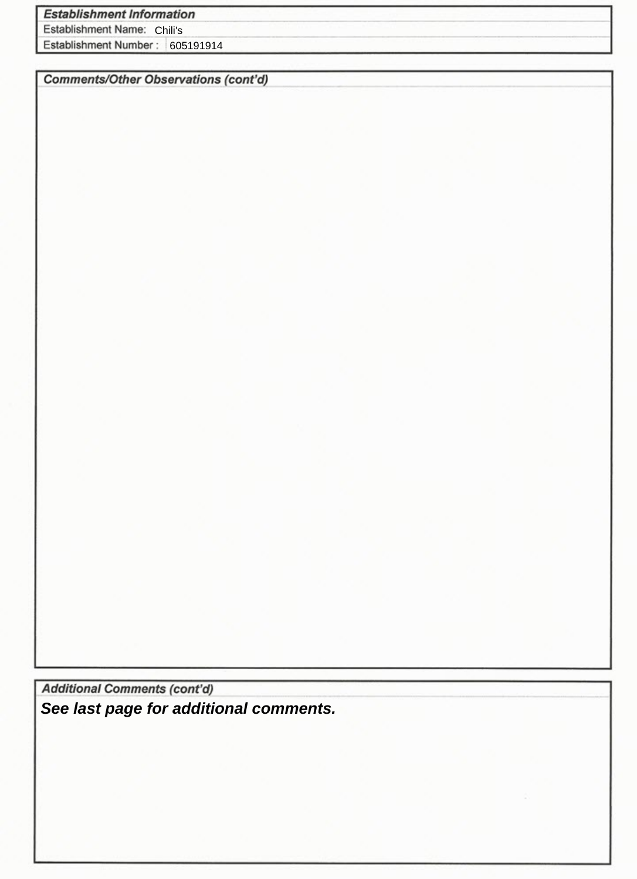### Establishment Information

| | |
|---|---|
| Establishment Name: | Chili's |
| Establishment Number : | 605191914 |

### Comments/Other Observations (cont'd)

### Additional Comments (cont'd)

***See last page for additional comments.***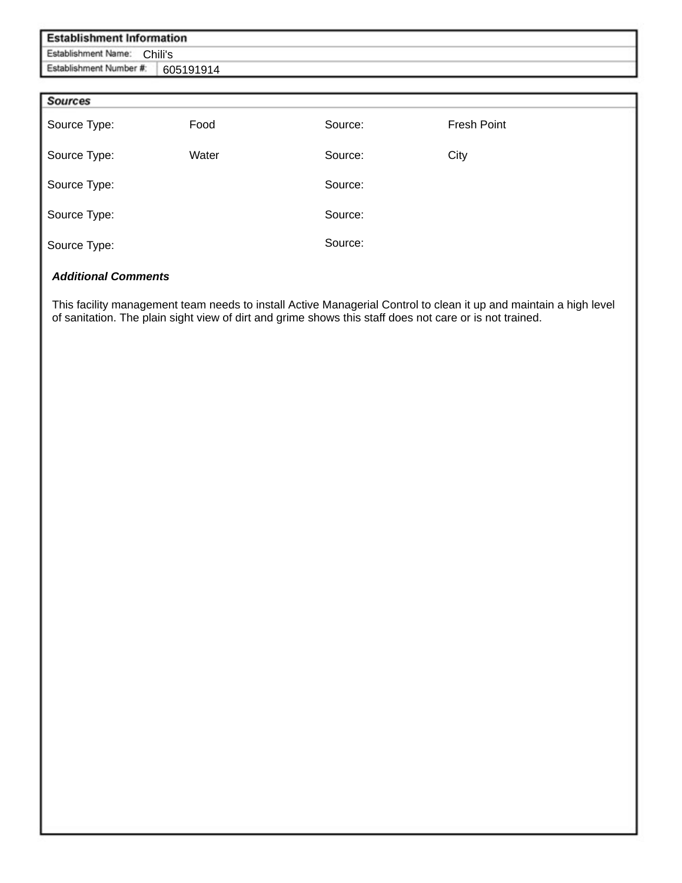## Establishment Information

| | |
|---|---|
| Establishment Name: | Chili's |
| Establishment Number #: | 605191914 |

## *Sources*

| | | | |
|---|---|---|---|
| Source Type: | Food | Source: | Fresh Point |
| Source Type: | Water | Source: | City |
| Source Type: | | Source: | |
| Source Type: | | Source: | |
| Source Type: | | Source: | |

***Additional Comments***

This facility management team needs to install Active Managerial Control to clean it up and maintain a high level of sanitation. The plain sight view of dirt and grime shows this staff does not care or is not trained.